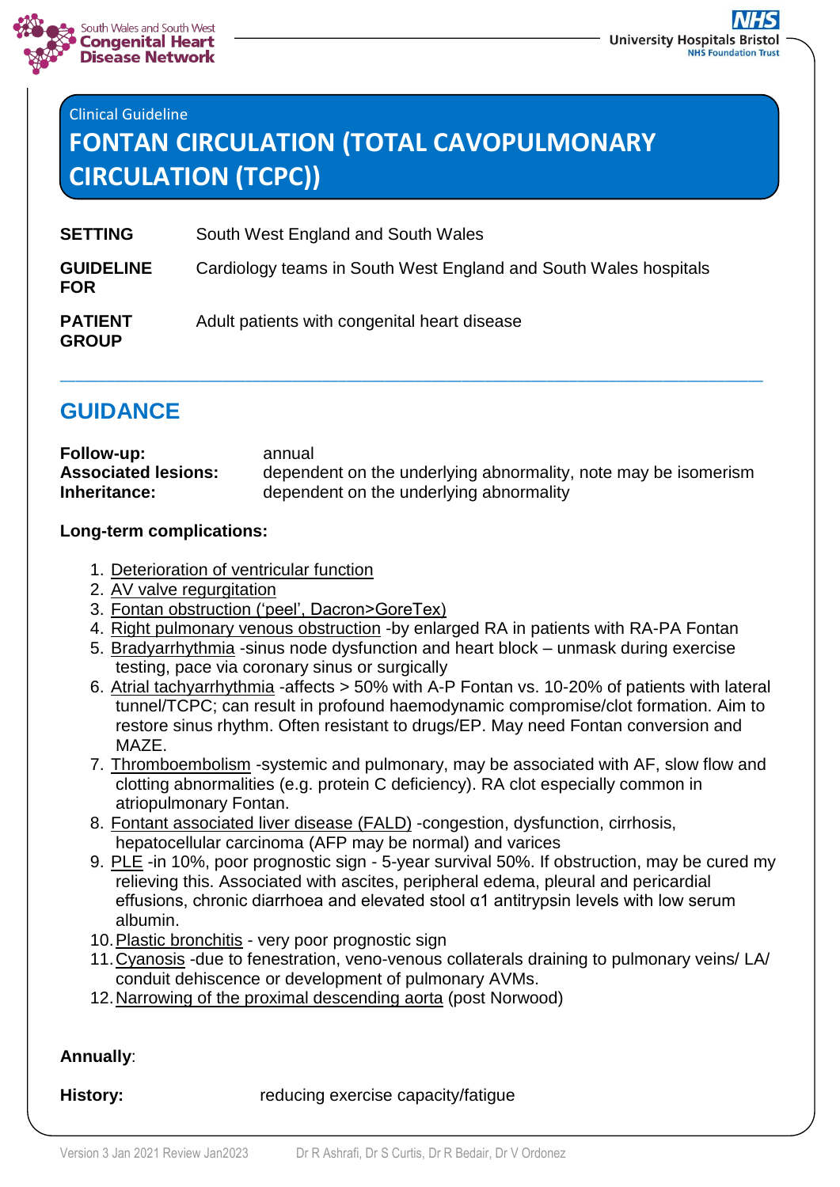Clinical Guideline

# FONTAN CIRCULATION (TOTAL CAVOPULMONARY CIRCULATION (TCPC))

| | |
|---|---|
| **SETTING** | South West England and South Wales |
| **GUIDELINE FOR** | Cardiology teams in South West England and South Wales hospitals |
| **PATIENT GROUP** | Adult patients with congenital heart disease |

---

## GUIDANCE

**Follow-up:** annual
**Associated lesions:** dependent on the underlying abnormality, note may be isomerism
**Inheritance:** dependent on the underlying abnormality

**Long-term complications:**

1. Deterioration of ventricular function
2. AV valve regurgitation
3. Fontan obstruction ('peel', Dacron>GoreTex)
4. Right pulmonary venous obstruction -by enlarged RA in patients with RA-PA Fontan
5. Bradyarrhythmia -sinus node dysfunction and heart block – unmask during exercise testing, pace via coronary sinus or surgically
6. Atrial tachyarrhythmia -affects > 50% with A-P Fontan vs. 10-20% of patients with lateral tunnel/TCPC; can result in profound haemodynamic compromise/clot formation. Aim to restore sinus rhythm. Often resistant to drugs/EP. May need Fontan conversion and MAZE.
7. Thromboembolism -systemic and pulmonary, may be associated with AF, slow flow and clotting abnormalities (e.g. protein C deficiency). RA clot especially common in atriopulmonary Fontan.
8. Fontant associated liver disease (FALD) -congestion, dysfunction, cirrhosis, hepatocellular carcinoma (AFP may be normal) and varices
9. PLE -in 10%, poor prognostic sign - 5-year survival 50%. If obstruction, may be cured my relieving this. Associated with ascites, peripheral edema, pleural and pericardial effusions, chronic diarrhoea and elevated stool α1 antitrypsin levels with low serum albumin.
10. Plastic bronchitis - very poor prognostic sign
11. Cyanosis -due to fenestration, veno-venous collaterals draining to pulmonary veins/ LA/ conduit dehiscence or development of pulmonary AVMs.
12. Narrowing of the proximal descending aorta (post Norwood)

**Annually**:

**History:** reducing exercise capacity/fatigue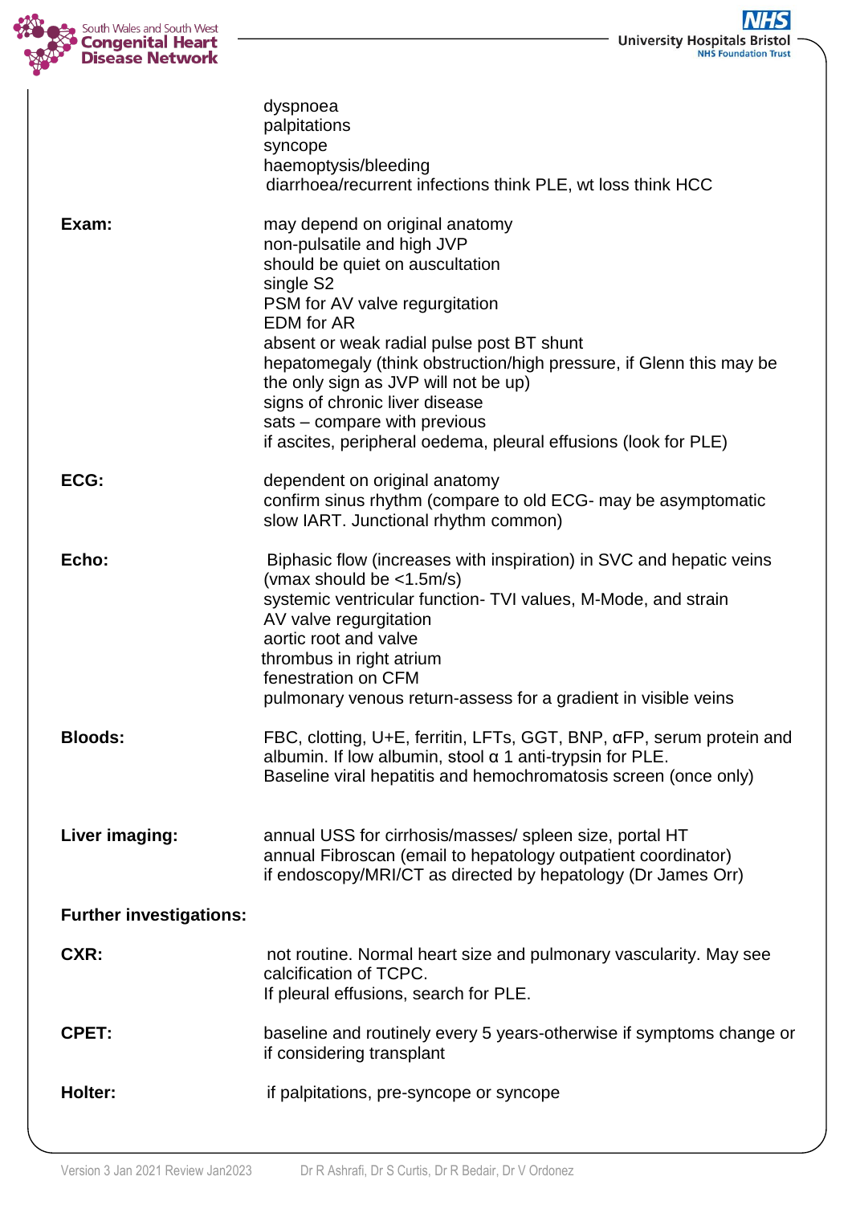dyspnoea
palpitations
syncope
haemoptysis/bleeding
diarrhoea/recurrent infections think PLE, wt loss think HCC

**Exam:**

may depend on original anatomy
non-pulsatile and high JVP
should be quiet on auscultation
single S2
PSM for AV valve regurgitation
EDM for AR
absent or weak radial pulse post BT shunt
hepatomegaly (think obstruction/high pressure, if Glenn this may be the only sign as JVP will not be up)
signs of chronic liver disease
sats – compare with previous
if ascites, peripheral oedema, pleural effusions (look for PLE)

**ECG:**

dependent on original anatomy
confirm sinus rhythm (compare to old ECG- may be asymptomatic slow IART. Junctional rhythm common)

**Echo:**

Biphasic flow (increases with inspiration) in SVC and hepatic veins (vmax should be <1.5m/s)
systemic ventricular function- TVI values, M-Mode, and strain
AV valve regurgitation
aortic root and valve
thrombus in right atrium
fenestration on CFM
pulmonary venous return-assess for a gradient in visible veins

**Bloods:**

FBC, clotting, U+E, ferritin, LFTs, GGT, BNP, αFP, serum protein and albumin. If low albumin, stool α 1 anti-trypsin for PLE.
Baseline viral hepatitis and hemochromatosis screen (once only)

**Liver imaging:**

annual USS for cirrhosis/masses/ spleen size, portal HT
annual Fibroscan (email to hepatology outpatient coordinator)
if endoscopy/MRI/CT as directed by hepatology (Dr James Orr)

**Further investigations:**

**CXR:**

not routine. Normal heart size and pulmonary vascularity. May see calcification of TCPC.
If pleural effusions, search for PLE.

**CPET:**

baseline and routinely every 5 years-otherwise if symptoms change or if considering transplant

**Holter:**

if palpitations, pre-syncope or syncope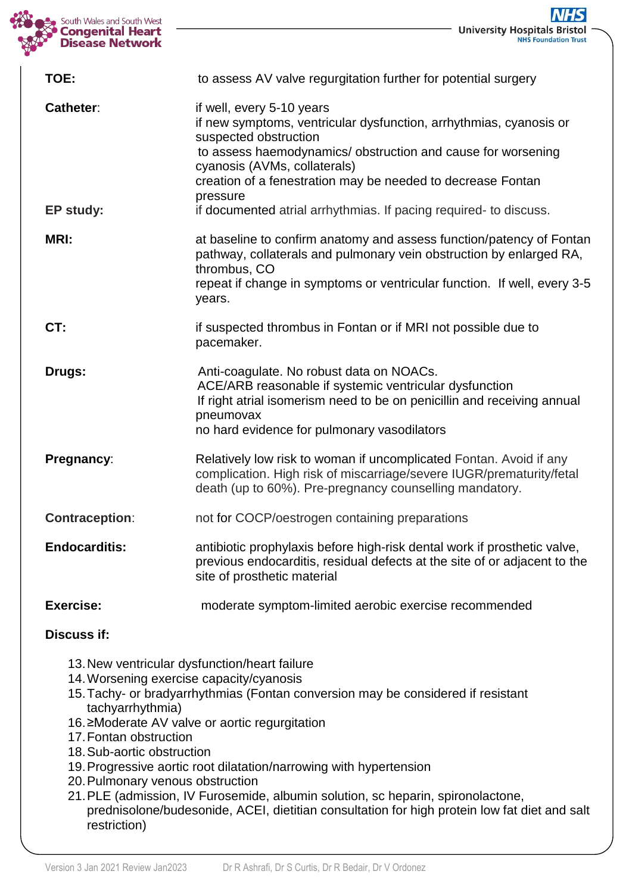**TOE:** to assess AV valve regurgitation further for potential surgery

**Catheter**: if well, every 5-10 years
if new symptoms, ventricular dysfunction, arrhythmias, cyanosis or suspected obstruction
to assess haemodynamics/ obstruction and cause for worsening cyanosis (AVMs, collaterals)
creation of a fenestration may be needed to decrease Fontan pressure

**EP study:** if documented atrial arrhythmias. If pacing required- to discuss.

**MRI:** at baseline to confirm anatomy and assess function/patency of Fontan pathway, collaterals and pulmonary vein obstruction by enlarged RA, thrombus, CO
repeat if change in symptoms or ventricular function. If well, every 3-5 years.

**CT:** if suspected thrombus in Fontan or if MRI not possible due to pacemaker.

**Drugs:** Anti-coagulate. No robust data on NOACs.
ACE/ARB reasonable if systemic ventricular dysfunction
If right atrial isomerism need to be on penicillin and receiving annual pneumovax
no hard evidence for pulmonary vasodilators

**Pregnancy**: Relatively low risk to woman if uncomplicated Fontan. Avoid if any complication. High risk of miscarriage/severe IUGR/prematurity/fetal death (up to 60%). Pre-pregnancy counselling mandatory.

**Contraception**: not for COCP/oestrogen containing preparations

**Endocarditis:** antibiotic prophylaxis before high-risk dental work if prosthetic valve, previous endocarditis, residual defects at the site of or adjacent to the site of prosthetic material

**Exercise:** moderate symptom-limited aerobic exercise recommended

**Discuss if:**

13. New ventricular dysfunction/heart failure
14. Worsening exercise capacity/cyanosis
15. Tachy- or bradyarrhythmias (Fontan conversion may be considered if resistant tachyarrhythmia)
16. ≥Moderate AV valve or aortic regurgitation
17. Fontan obstruction
18. Sub-aortic obstruction
19. Progressive aortic root dilatation/narrowing with hypertension
20. Pulmonary venous obstruction
21. PLE (admission, IV Furosemide, albumin solution, sc heparin, spironolactone, prednisolone/budesonide, ACEI, dietitian consultation for high protein low fat diet and salt restriction)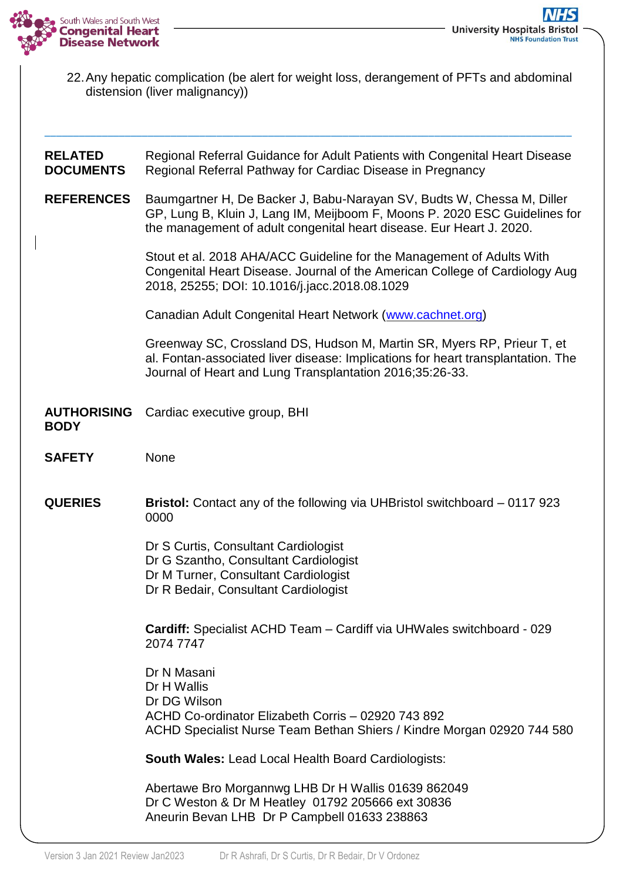22. Any hepatic complication (be alert for weight loss, derangement of PFTs and abdominal distension (liver malignancy))

---

**RELATED DOCUMENTS**

Regional Referral Guidance for Adult Patients with Congenital Heart Disease
Regional Referral Pathway for Cardiac Disease in Pregnancy

**REFERENCES**

Baumgartner H, De Backer J, Babu-Narayan SV, Budts W, Chessa M, Diller GP, Lung B, Kluin J, Lang IM, Meijboom F, Moons P. 2020 ESC Guidelines for the management of adult congenital heart disease. Eur Heart J. 2020.

Stout et al. 2018 AHA/ACC Guideline for the Management of Adults With Congenital Heart Disease. Journal of the American College of Cardiology Aug 2018, 25255; DOI: 10.1016/j.jacc.2018.08.1029

Canadian Adult Congenital Heart Network (www.cachnet.org)

Greenway SC, Crossland DS, Hudson M, Martin SR, Myers RP, Prieur T, et al. Fontan-associated liver disease: Implications for heart transplantation. The Journal of Heart and Lung Transplantation 2016;35:26-33.

**AUTHORISING BODY**

Cardiac executive group, BHI

**SAFETY**

None

**QUERIES**

**Bristol:** Contact any of the following via UHBristol switchboard – 0117 923 0000

Dr S Curtis, Consultant Cardiologist
Dr G Szantho, Consultant Cardiologist
Dr M Turner, Consultant Cardiologist
Dr R Bedair, Consultant Cardiologist

**Cardiff:** Specialist ACHD Team – Cardiff via UHWales switchboard - 029 2074 7747

Dr N Masani
Dr H Wallis
Dr DG Wilson
ACHD Co-ordinator Elizabeth Corris – 02920 743 892
ACHD Specialist Nurse Team Bethan Shiers / Kindre Morgan 02920 744 580

**South Wales:** Lead Local Health Board Cardiologists:

Abertawe Bro Morgannwg LHB Dr H Wallis 01639 862049
Dr C Weston & Dr M Heatley 01792 205666 ext 30836
Aneurin Bevan LHB Dr P Campbell 01633 238863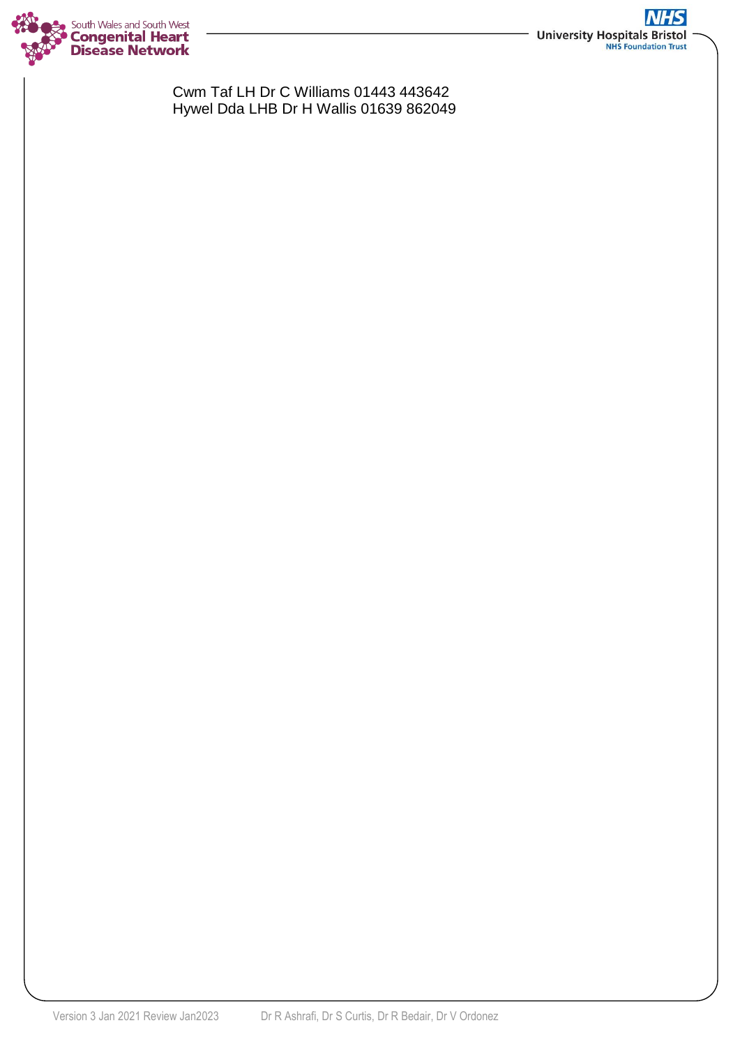Cwm Taf LH Dr C Williams 01443 443642  
Hywel Dda LHB Dr H Wallis 01639 862049